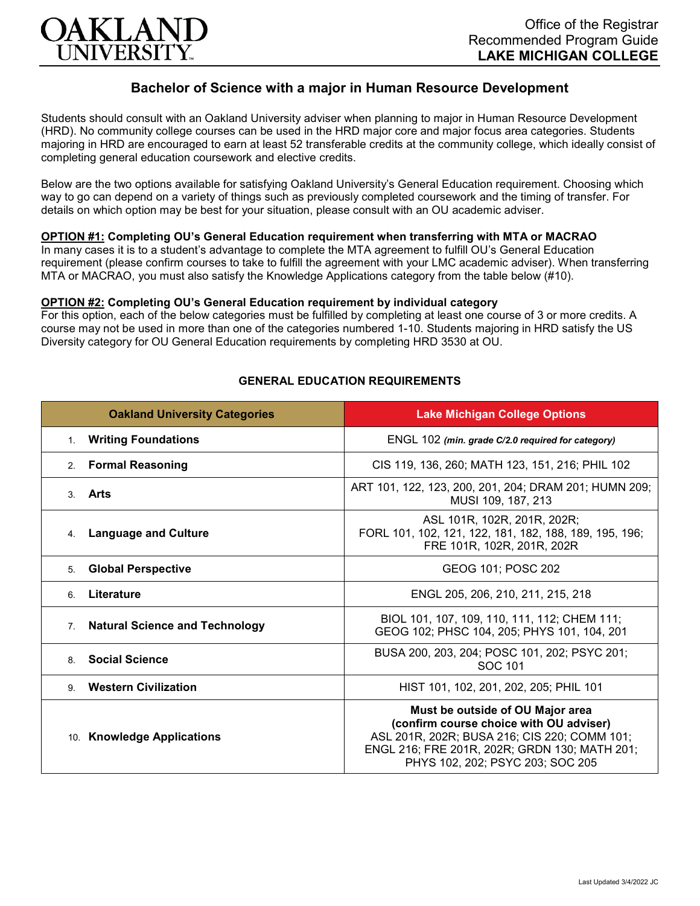OAKLAND UNIVERSITY

Office of the Registrar
Recommended Program Guide
**LAKE MICHIGAN COLLEGE**

# Bachelor of Science with a major in Human Resource Development

Students should consult with an Oakland University adviser when planning to major in Human Resource Development (HRD). No community college courses can be used in the HRD major core and major focus area categories. Students majoring in HRD are encouraged to earn at least 52 transferable credits at the community college, which ideally consist of completing general education coursework and elective credits.

Below are the two options available for satisfying Oakland University's General Education requirement. Choosing which way to go can depend on a variety of things such as previously completed coursework and the timing of transfer. For details on which option may be best for your situation, please consult with an OU academic adviser.

**OPTION #1: Completing OU's General Education requirement when transferring with MTA or MACRAO**
In many cases it is to a student's advantage to complete the MTA agreement to fulfill OU's General Education requirement (please confirm courses to take to fulfill the agreement with your LMC academic adviser). When transferring MTA or MACRAO, you must also satisfy the Knowledge Applications category from the table below (#10).

**OPTION #2: Completing OU's General Education requirement by individual category**
For this option, each of the below categories must be fulfilled by completing at least one course of 3 or more credits. A course may not be used in more than one of the categories numbered 1-10. Students majoring in HRD satisfy the US Diversity category for OU General Education requirements by completing HRD 3530 at OU.

## GENERAL EDUCATION REQUIREMENTS

| Oakland University Categories | Lake Michigan College Options |
|---|---|
| 1. **Writing Foundations** | ENGL 102 ***(min. grade C/2.0 required for category)*** |
| 2. **Formal Reasoning** | CIS 119, 136, 260; MATH 123, 151, 216; PHIL 102 |
| 3. **Arts** | ART 101, 122, 123, 200, 201, 204; DRAM 201; HUMN 209; MUSI 109, 187, 213 |
| 4. **Language and Culture** | ASL 101R, 102R, 201R, 202R; FORL 101, 102, 121, 122, 181, 182, 188, 189, 195, 196; FRE 101R, 102R, 201R, 202R |
| 5. **Global Perspective** | GEOG 101; POSC 202 |
| 6. **Literature** | ENGL 205, 206, 210, 211, 215, 218 |
| 7. **Natural Science and Technology** | BIOL 101, 107, 109, 110, 111, 112; CHEM 111; GEOG 102; PHSC 104, 205; PHYS 101, 104, 201 |
| 8. **Social Science** | BUSA 200, 203, 204; POSC 101, 202; PSYC 201; SOC 101 |
| 9. **Western Civilization** | HIST 101, 102, 201, 202, 205; PHIL 101 |
| 10. **Knowledge Applications** | **Must be outside of OU Major area (confirm course choice with OU adviser)** ASL 201R, 202R; BUSA 216; CIS 220; COMM 101; ENGL 216; FRE 201R, 202R; GRDN 130; MATH 201; PHYS 102, 202; PSYC 203; SOC 205 |

Last Updated 3/4/2022 JC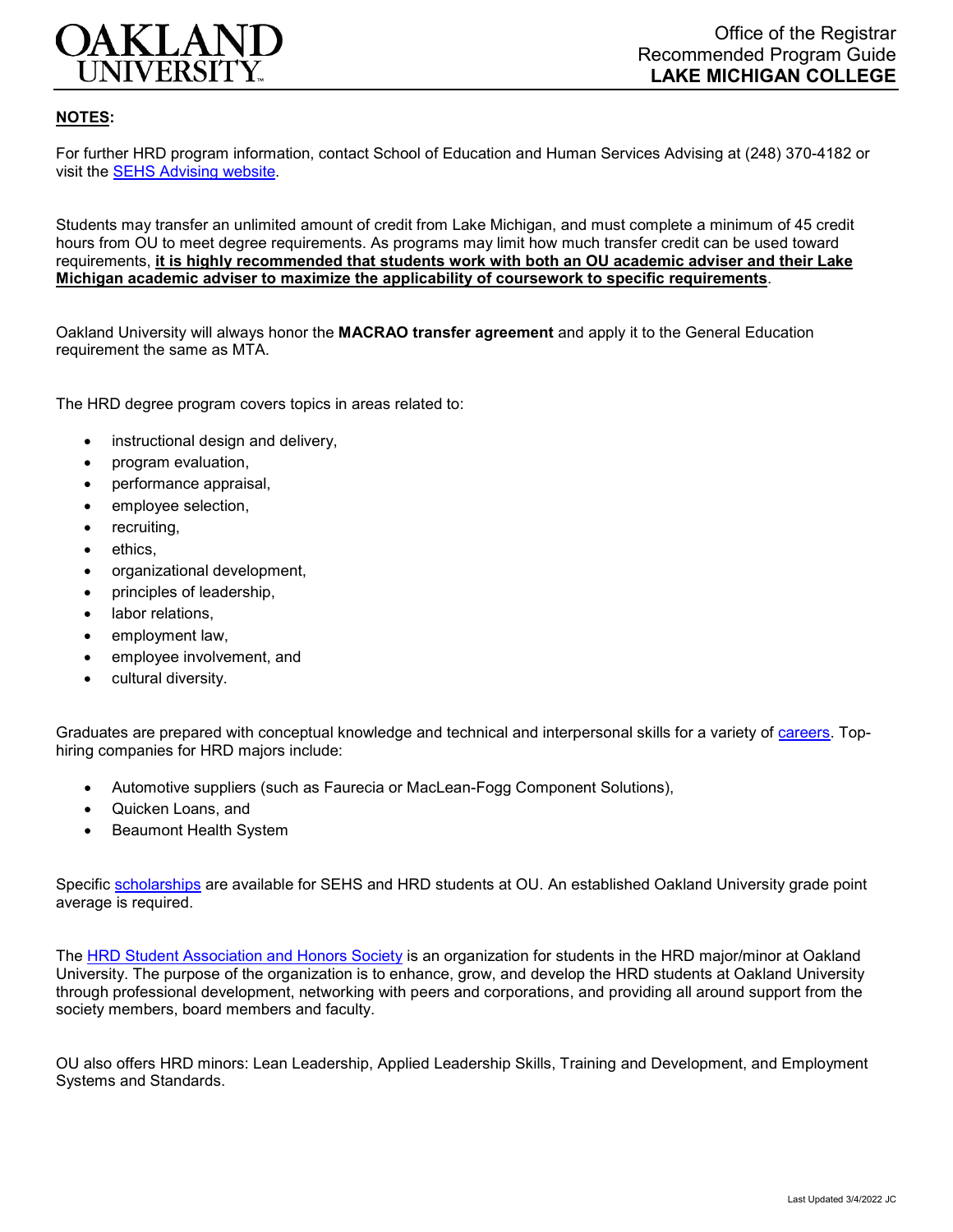**NOTES:**

For further HRD program information, contact School of Education and Human Services Advising at (248) 370-4182 or visit the [SEHS Advising website](#).

Students may transfer an unlimited amount of credit from Lake Michigan, and must complete a minimum of 45 credit hours from OU to meet degree requirements. As programs may limit how much transfer credit can be used toward requirements, **it is highly recommended that students work with both an OU academic adviser and their Lake Michigan academic adviser to maximize the applicability of coursework to specific requirements**.

Oakland University will always honor the **MACRAO transfer agreement** and apply it to the General Education requirement the same as MTA.

The HRD degree program covers topics in areas related to:

- instructional design and delivery,
- program evaluation,
- performance appraisal,
- employee selection,
- recruiting,
- ethics,
- organizational development,
- principles of leadership,
- labor relations,
- employment law,
- employee involvement, and
- cultural diversity.

Graduates are prepared with conceptual knowledge and technical and interpersonal skills for a variety of [careers](#). Top-hiring companies for HRD majors include:

- Automotive suppliers (such as Faurecia or MacLean-Fogg Component Solutions),
- Quicken Loans, and
- Beaumont Health System

Specific [scholarships](#) are available for SEHS and HRD students at OU. An established Oakland University grade point average is required.

The [HRD Student Association and Honors Society](#) is an organization for students in the HRD major/minor at Oakland University. The purpose of the organization is to enhance, grow, and develop the HRD students at Oakland University through professional development, networking with peers and corporations, and providing all around support from the society members, board members and faculty.

OU also offers HRD minors: Lean Leadership, Applied Leadership Skills, Training and Development, and Employment Systems and Standards.

Last Updated 3/4/2022 JC